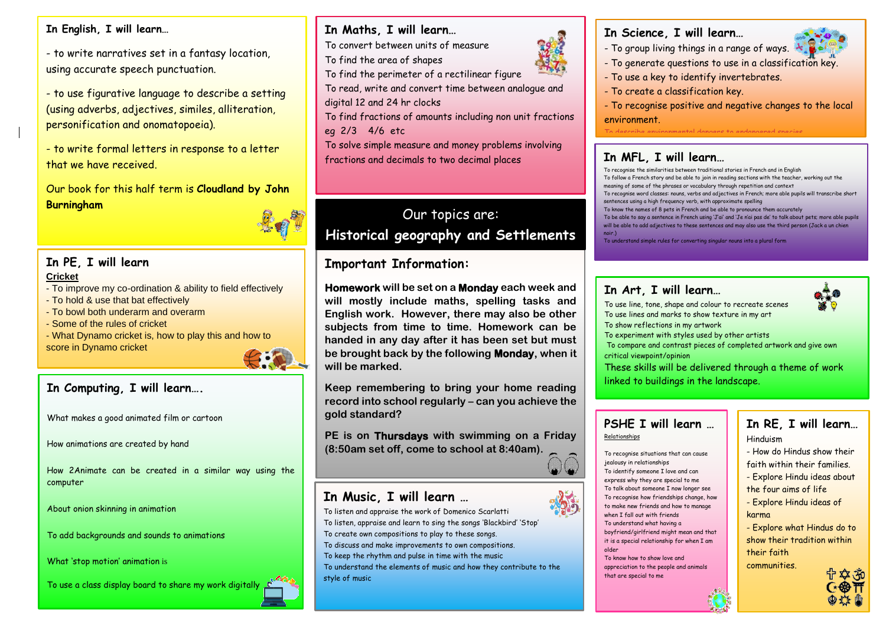## In English, I will learn…

- to write narratives set in a fantasy location, using accurate speech punctuation.

- to use figurative language to describe a setting (using adverbs, adjectives, similes, alliteration, personification and onomatopoeia).

- to write formal letters in response to a letter that we have received.

Our book for this half term is **Cloudland by John Burningham**

## In PE, I will learn

**Cricket**

- To improve my co-ordination & ability to field effectively
- To hold & use that bat effectively
- To bowl both underarm and overarm
- Some of the rules of cricket
- What Dynamo cricket is, how to play this and how to score in Dynamo cricket

## In Computing, I will learn….

What makes a good animated film or cartoon

How animations are created by hand

How 2Animate can be created in a similar way using the computer

About onion skinning in animation

To add backgrounds and sounds to animations

What 'stop motion' animation is

To use a class display board to share my work digitally

## In Maths, I will learn…

To convert between units of measure
To find the area of shapes
To find the perimeter of a rectilinear figure
To read, write and convert time between analogue and digital 12 and 24 hr clocks
To find fractions of amounts including non unit fractions eg 2/3 4/6 etc
To solve simple measure and money problems involving fractions and decimals to two decimal places

## Our topics are:
## Historical geography and Settlements

## Important Information:

**Homework** will be set on a **Monday** each week and will mostly include maths, spelling tasks and English work. However, there may also be other subjects from time to time. Homework can be handed in any day after it has been set but must be brought back by the following **Monday**, when it will be marked.

Keep remembering to bring your home reading record into school regularly – can you achieve the gold standard?

PE is on **Thursdays** with swimming on a Friday (8:50am set off, come to school at 8:40am).

## In Music, I will learn …

To listen and appraise the work of Domenico Scarlatti
To listen, appraise and learn to sing the songs 'Blackbird' 'Stop'
To create own compositions to play to these songs.
To discuss and make improvements to own compositions.
To keep the rhythm and pulse in time with the music
To understand the elements of music and how they contribute to the style of music

## In Science, I will learn…

- To group living things in a range of ways.
- To generate questions to use in a classification key.
- To use a key to identify invertebrates.
- To create a classification key.
- To recognise positive and negative changes to the local environment.
- To describe environmental dangers to endangered species

## In MFL, I will learn…

To recognise the similarities between traditional stories in French and in English
To follow a French story and be able to join in reading sections with the teacher, working out the meaning of some of the phrases or vocabulary through repetition and context
To recognise word classes: nouns, verbs and adjectives in French; more able pupils will transcribe short sentences using a high frequency verb, with approximate spelling
To know the names of 8 pets in French and be able to pronounce them accurately
To be able to say a sentence in French using 'J'ai' and 'Je n'ai pas de' to talk about pets; more able pupils will be able to add adjectives to these sentences and may also use the third person (Jack a un chien noir.)
To understand simple rules for converting singular nouns into a plural form

## In Art, I will learn…

To use line, tone, shape and colour to recreate scenes
To use lines and marks to show texture in my art
To show reflections in my artwork
To experiment with styles used by other artists
To compare and contrast pieces of completed artwork and give own critical viewpoint/opinion
These skills will be delivered through a theme of work linked to buildings in the landscape.

## PSHE I will learn …

Relationships

To recognise situations that can cause jealousy in relationships
To identify someone I love and can express why they are special to me
To talk about someone I now longer see
To recognise how friendships change, how to make new friends and how to manage when I fall out with friends
To understand what having a boyfriend/girlfriend might mean and that it is a special relationship for when I am older
To know how to show love and appreciation to the people and animals that are special to me

## In RE, I will learn…

Hinduism
- How do Hindus show their faith within their families.
- Explore Hindu ideas about the four aims of life
- Explore Hindu ideas of karma
- Explore what Hindus do to show their tradition within their faith communities.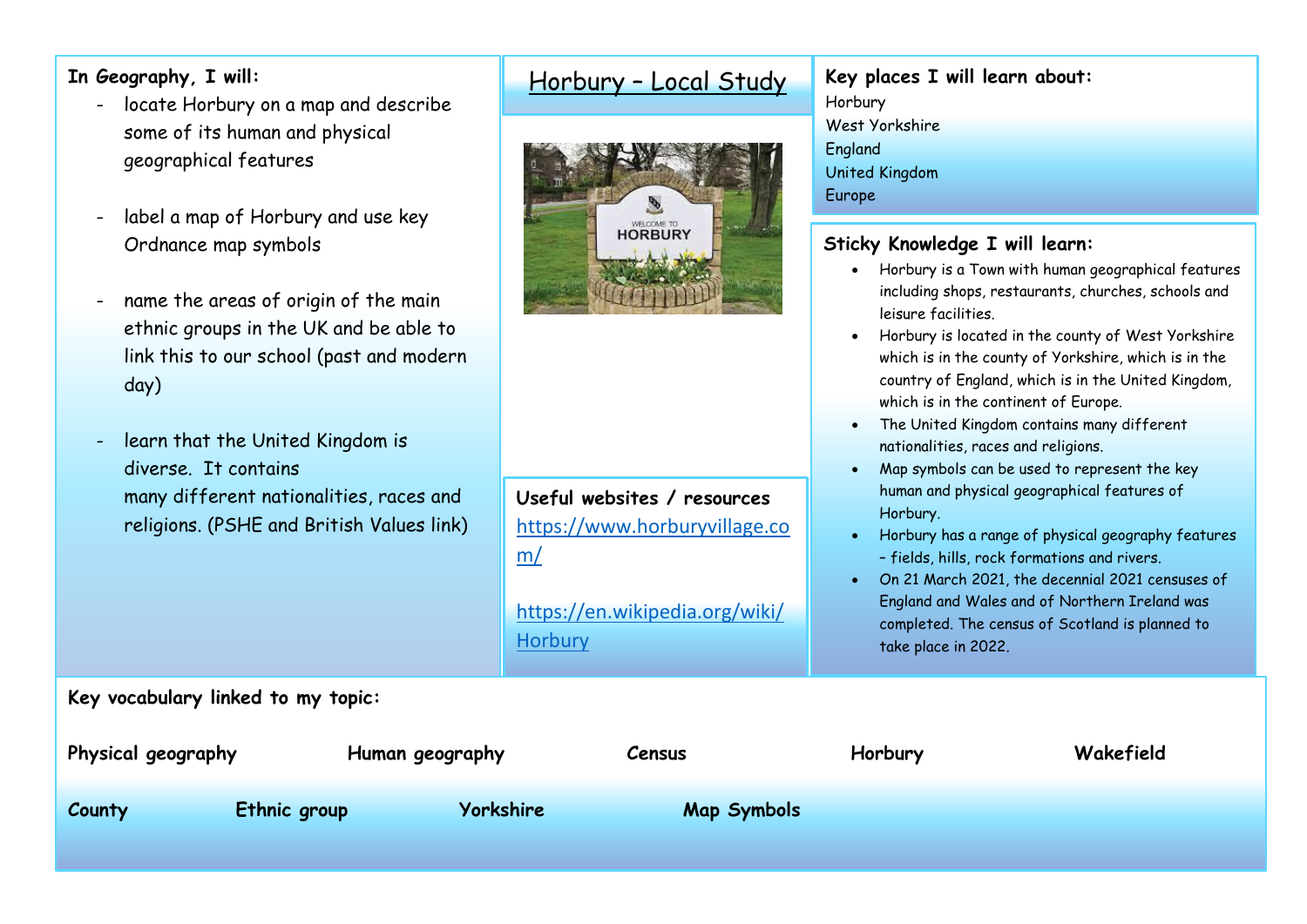# Horbury – Local Study

**In Geography, I will:**

- locate Horbury on a map and describe some of its human and physical geographical features
- label a map of Horbury and use key Ordnance map symbols
- name the areas of origin of the main ethnic groups in the UK and be able to link this to our school (past and modern day)
- learn that the United Kingdom is diverse. It contains many different nationalities, races and religions. (PSHE and British Values link)

**Useful websites / resources**

https://www.horburyvillage.com/

https://en.wikipedia.org/wiki/Horbury

**Key places I will learn about:**

Horbury
West Yorkshire
England
United Kingdom
Europe

**Sticky Knowledge I will learn:**

- Horbury is a Town with human geographical features including shops, restaurants, churches, schools and leisure facilities.
- Horbury is located in the county of West Yorkshire which is in the county of Yorkshire, which is in the country of England, which is in the United Kingdom, which is in the continent of Europe.
- The United Kingdom contains many different nationalities, races and religions.
- Map symbols can be used to represent the key human and physical geographical features of Horbury.
- Horbury has a range of physical geography features – fields, hills, rock formations and rivers.
- On 21 March 2021, the decennial 2021 censuses of England and Wales and of Northern Ireland was completed. The census of Scotland is planned to take place in 2022.

**Key vocabulary linked to my topic:**

**Physical geography** **Human geography** **Census** **Horbury** **Wakefield**

**County** **Ethnic group** **Yorkshire** **Map Symbols**